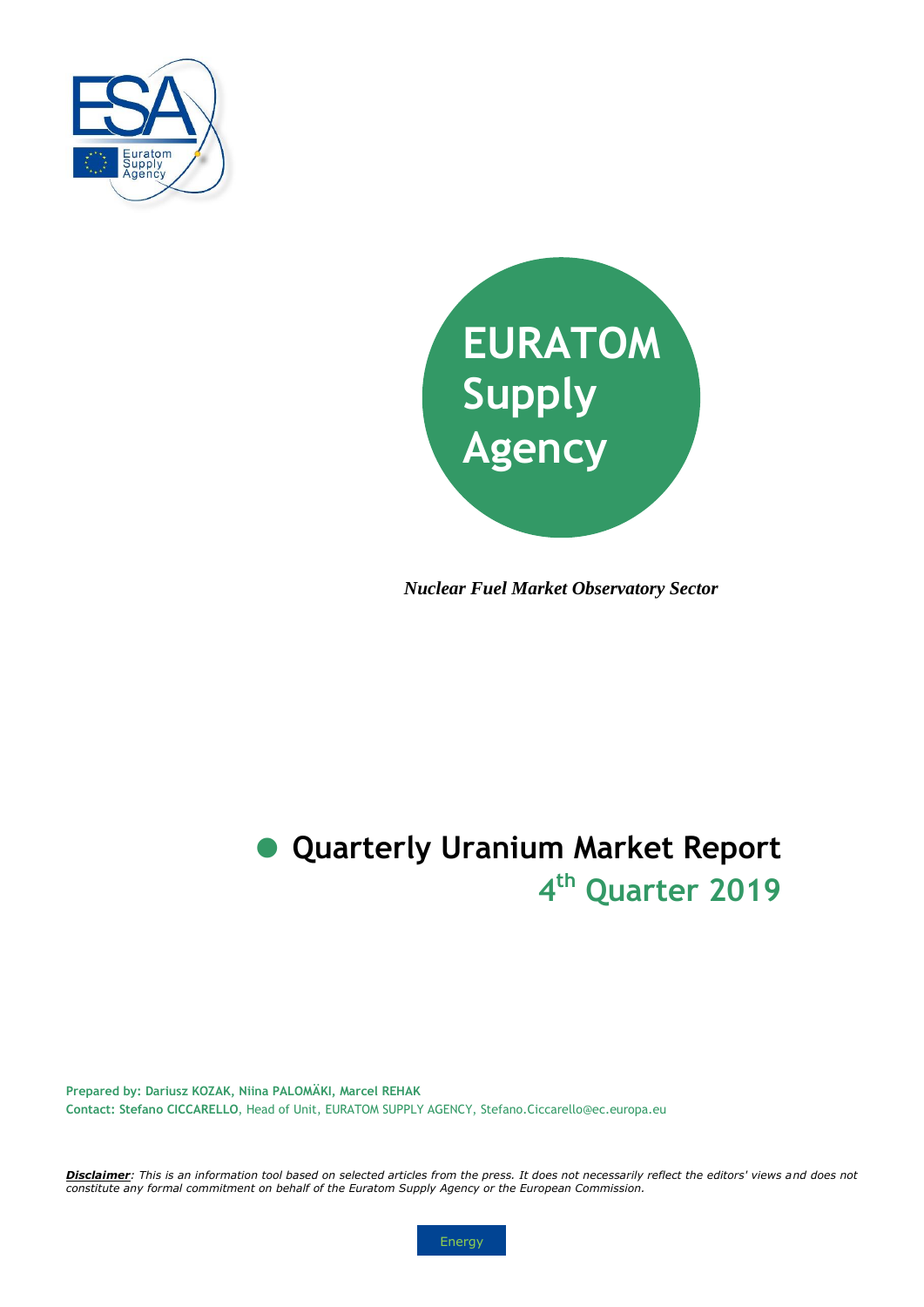EURATOM Supply Agency

*Nuclear Fuel Market Observatory Sector*

# Quarterly Uranium Market Report

## 4th Quarter 2019

**Prepared by: Dariusz KOZAK, Niina PALOMÄKI, Marcel REHAK**
**Contact: Stefano CICCARELLO**, Head of Unit, EURATOM SUPPLY AGENCY, Stefano.Ciccarello@ec.europa.eu

***Disclaimer****: This is an information tool based on selected articles from the press. It does not necessarily reflect the editors' views and does not constitute any formal commitment on behalf of the Euratom Supply Agency or the European Commission.*

Energy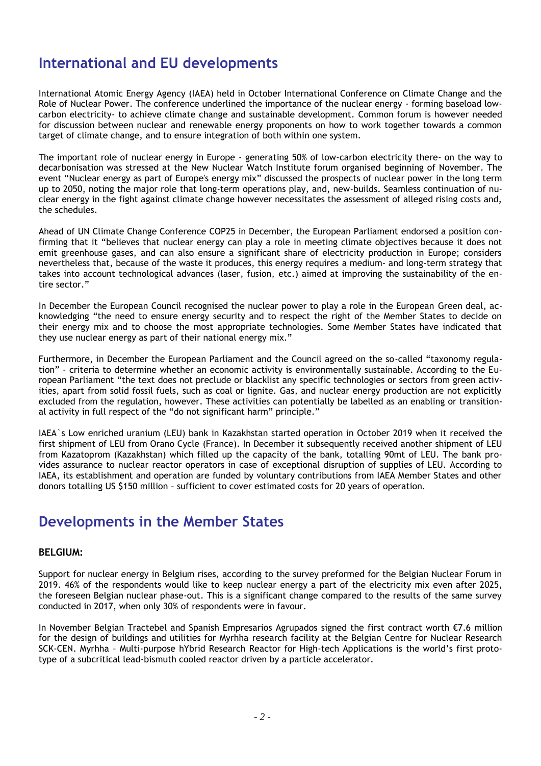## International and EU developments

International Atomic Energy Agency (IAEA) held in October International Conference on Climate Change and the Role of Nuclear Power. The conference underlined the importance of the nuclear energy - forming baseload low-carbon electricity- to achieve climate change and sustainable development. Common forum is however needed for discussion between nuclear and renewable energy proponents on how to work together towards a common target of climate change, and to ensure integration of both within one system.

The important role of nuclear energy in Europe - generating 50% of low-carbon electricity there- on the way to decarbonisation was stressed at the New Nuclear Watch Institute forum organised beginning of November. The event "Nuclear energy as part of Europe's energy mix" discussed the prospects of nuclear power in the long term up to 2050, noting the major role that long-term operations play, and, new-builds. Seamless continuation of nuclear energy in the fight against climate change however necessitates the assessment of alleged rising costs and, the schedules.

Ahead of UN Climate Change Conference COP25 in December, the European Parliament endorsed a position confirming that it "believes that nuclear energy can play a role in meeting climate objectives because it does not emit greenhouse gases, and can also ensure a significant share of electricity production in Europe; considers nevertheless that, because of the waste it produces, this energy requires a medium- and long-term strategy that takes into account technological advances (laser, fusion, etc.) aimed at improving the sustainability of the entire sector."

In December the European Council recognised the nuclear power to play a role in the European Green deal, acknowledging "the need to ensure energy security and to respect the right of the Member States to decide on their energy mix and to choose the most appropriate technologies. Some Member States have indicated that they use nuclear energy as part of their national energy mix."

Furthermore, in December the European Parliament and the Council agreed on the so-called "taxonomy regulation" - criteria to determine whether an economic activity is environmentally sustainable. According to the European Parliament "the text does not preclude or blacklist any specific technologies or sectors from green activities, apart from solid fossil fuels, such as coal or lignite. Gas, and nuclear energy production are not explicitly excluded from the regulation, however. These activities can potentially be labelled as an enabling or transitional activity in full respect of the "do not significant harm" principle."

IAEA`s Low enriched uranium (LEU) bank in Kazakhstan started operation in October 2019 when it received the first shipment of LEU from Orano Cycle (France). In December it subsequently received another shipment of LEU from Kazatoprom (Kazakhstan) which filled up the capacity of the bank, totalling 90mt of LEU. The bank provides assurance to nuclear reactor operators in case of exceptional disruption of supplies of LEU. According to IAEA, its establishment and operation are funded by voluntary contributions from IAEA Member States and other donors totalling US $150 million – sufficient to cover estimated costs for 20 years of operation.

## Developments in the Member States

### BELGIUM:

Support for nuclear energy in Belgium rises, according to the survey preformed for the Belgian Nuclear Forum in 2019. 46% of the respondents would like to keep nuclear energy a part of the electricity mix even after 2025, the foreseen Belgian nuclear phase-out. This is a significant change compared to the results of the same survey conducted in 2017, when only 30% of respondents were in favour.

In November Belgian Tractebel and Spanish Empresarios Agrupados signed the first contract worth €7.6 million for the design of buildings and utilities for Myrhha research facility at the Belgian Centre for Nuclear Research SCK-CEN. Myrhha – Multi-purpose hYbrid Research Reactor for High-tech Applications is the world's first prototype of a subcritical lead-bismuth cooled reactor driven by a particle accelerator.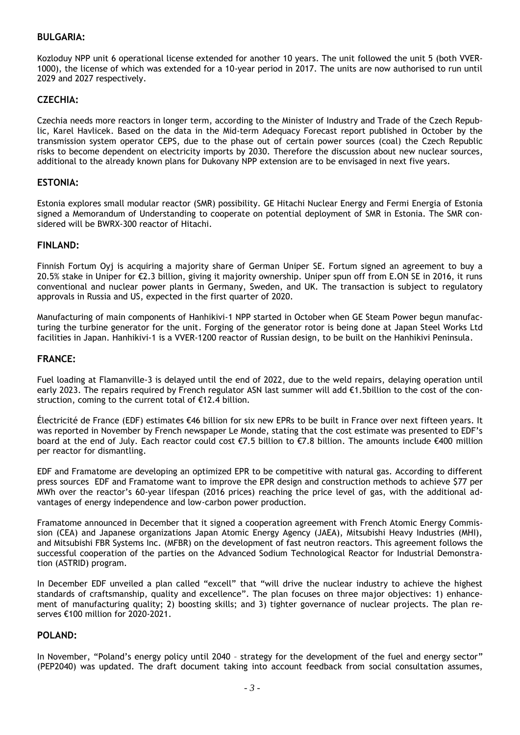## BULGARIA:

Kozloduy NPP unit 6 operational license extended for another 10 years. The unit followed the unit 5 (both VVER-1000), the license of which was extended for a 10-year period in 2017. The units are now authorised to run until 2029 and 2027 respectively.

## CZECHIA:

Czechia needs more reactors in longer term, according to the Minister of Industry and Trade of the Czech Republic, Karel Havlicek. Based on the data in the Mid-term Adequacy Forecast report published in October by the transmission system operator CEPS, due to the phase out of certain power sources (coal) the Czech Republic risks to become dependent on electricity imports by 2030. Therefore the discussion about new nuclear sources, additional to the already known plans for Dukovany NPP extension are to be envisaged in next five years.

## ESTONIA:

Estonia explores small modular reactor (SMR) possibility. GE Hitachi Nuclear Energy and Fermi Energia of Estonia signed a Memorandum of Understanding to cooperate on potential deployment of SMR in Estonia. The SMR considered will be BWRX-300 reactor of Hitachi.

## FINLAND:

Finnish Fortum Oyj is acquiring a majority share of German Uniper SE. Fortum signed an agreement to buy a 20.5% stake in Uniper for €2.3 billion, giving it majority ownership. Uniper spun off from E.ON SE in 2016, it runs conventional and nuclear power plants in Germany, Sweden, and UK. The transaction is subject to regulatory approvals in Russia and US, expected in the first quarter of 2020.

Manufacturing of main components of Hanhikivi-1 NPP started in October when GE Steam Power begun manufacturing the turbine generator for the unit. Forging of the generator rotor is being done at Japan Steel Works Ltd facilities in Japan. Hanhikivi-1 is a VVER-1200 reactor of Russian design, to be built on the Hanhikivi Peninsula.

## FRANCE:

Fuel loading at Flamanville-3 is delayed until the end of 2022, due to the weld repairs, delaying operation until early 2023. The repairs required by French regulator ASN last summer will add €1.5billion to the cost of the construction, coming to the current total of €12.4 billion.

Électricité de France (EDF) estimates €46 billion for six new EPRs to be built in France over next fifteen years. It was reported in November by French newspaper Le Monde, stating that the cost estimate was presented to EDF's board at the end of July. Each reactor could cost €7.5 billion to €7.8 billion. The amounts include €400 million per reactor for dismantling.

EDF and Framatome are developing an optimized EPR to be competitive with natural gas. According to different press sources EDF and Framatome want to improve the EPR design and construction methods to achieve $77 per MWh over the reactor's 60-year lifespan (2016 prices) reaching the price level of gas, with the additional advantages of energy independence and low-carbon power production.

Framatome announced in December that it signed a cooperation agreement with French Atomic Energy Commission (CEA) and Japanese organizations Japan Atomic Energy Agency (JAEA), Mitsubishi Heavy Industries (MHI), and Mitsubishi FBR Systems Inc. (MFBR) on the development of fast neutron reactors. This agreement follows the successful cooperation of the parties on the Advanced Sodium Technological Reactor for Industrial Demonstration (ASTRID) program.

In December EDF unveiled a plan called "excell" that "will drive the nuclear industry to achieve the highest standards of craftsmanship, quality and excellence". The plan focuses on three major objectives: 1) enhancement of manufacturing quality; 2) boosting skills; and 3) tighter governance of nuclear projects. The plan reserves €100 million for 2020-2021.

## POLAND:

In November, "Poland's energy policy until 2040 – strategy for the development of the fuel and energy sector" (PEP2040) was updated. The draft document taking into account feedback from social consultation assumes,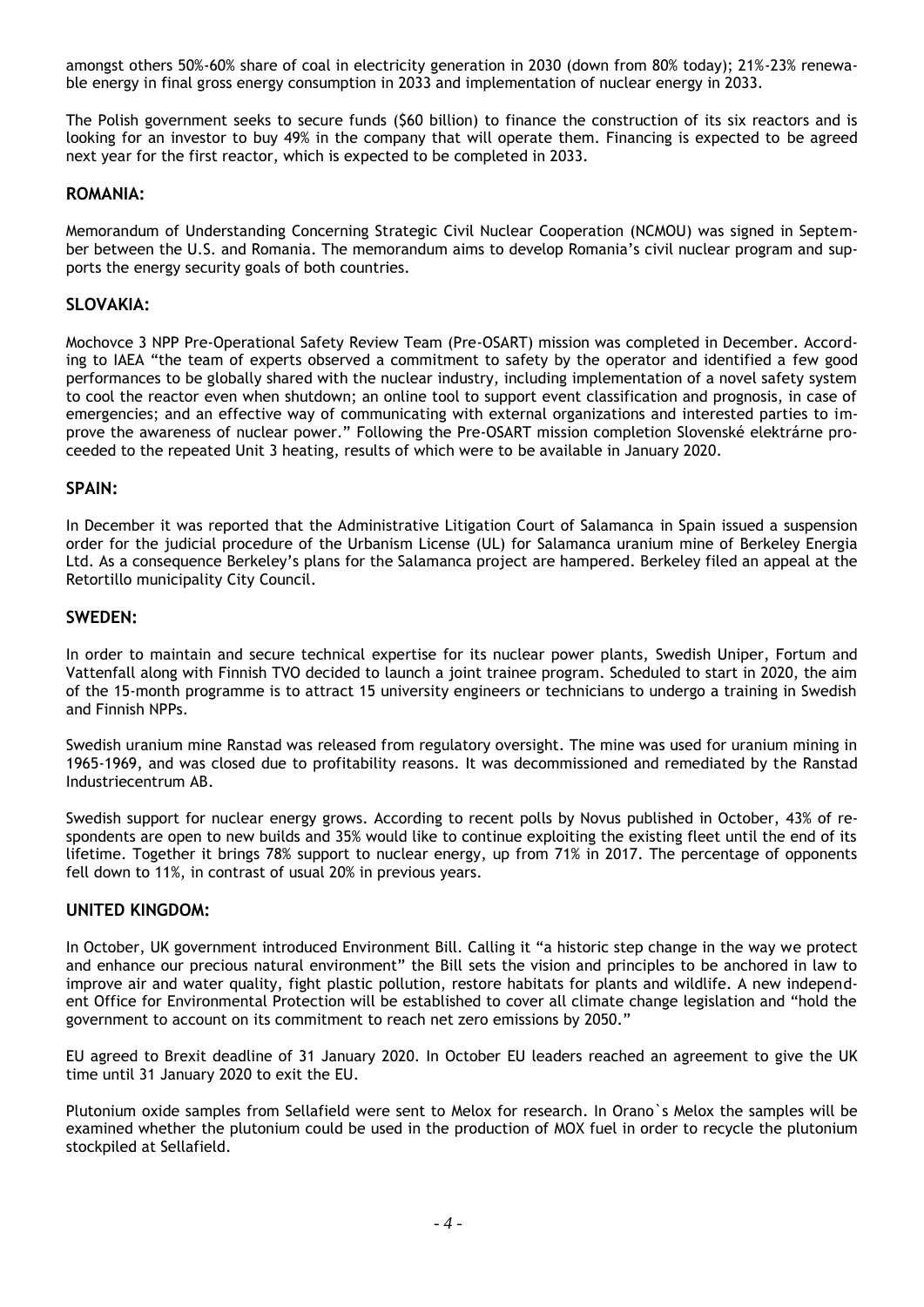amongst others 50%-60% share of coal in electricity generation in 2030 (down from 80% today); 21%-23% renewable energy in final gross energy consumption in 2033 and implementation of nuclear energy in 2033.

The Polish government seeks to secure funds ($60 billion) to finance the construction of its six reactors and is looking for an investor to buy 49% in the company that will operate them. Financing is expected to be agreed next year for the first reactor, which is expected to be completed in 2033.

## ROMANIA:

Memorandum of Understanding Concerning Strategic Civil Nuclear Cooperation (NCMOU) was signed in September between the U.S. and Romania. The memorandum aims to develop Romania's civil nuclear program and supports the energy security goals of both countries.

## SLOVAKIA:

Mochovce 3 NPP Pre-Operational Safety Review Team (Pre-OSART) mission was completed in December. According to IAEA "the team of experts observed a commitment to safety by the operator and identified a few good performances to be globally shared with the nuclear industry, including implementation of a novel safety system to cool the reactor even when shutdown; an online tool to support event classification and prognosis, in case of emergencies; and an effective way of communicating with external organizations and interested parties to improve the awareness of nuclear power." Following the Pre-OSART mission completion Slovenské elektrárne proceeded to the repeated Unit 3 heating, results of which were to be available in January 2020.

## SPAIN:

In December it was reported that the Administrative Litigation Court of Salamanca in Spain issued a suspension order for the judicial procedure of the Urbanism License (UL) for Salamanca uranium mine of Berkeley Energia Ltd. As a consequence Berkeley's plans for the Salamanca project are hampered. Berkeley filed an appeal at the Retortillo municipality City Council.

## SWEDEN:

In order to maintain and secure technical expertise for its nuclear power plants, Swedish Uniper, Fortum and Vattenfall along with Finnish TVO decided to launch a joint trainee program. Scheduled to start in 2020, the aim of the 15-month programme is to attract 15 university engineers or technicians to undergo a training in Swedish and Finnish NPPs.

Swedish uranium mine Ranstad was released from regulatory oversight. The mine was used for uranium mining in 1965-1969, and was closed due to profitability reasons. It was decommissioned and remediated by the Ranstad Industriecentrum AB.

Swedish support for nuclear energy grows. According to recent polls by Novus published in October, 43% of respondents are open to new builds and 35% would like to continue exploiting the existing fleet until the end of its lifetime. Together it brings 78% support to nuclear energy, up from 71% in 2017. The percentage of opponents fell down to 11%, in contrast of usual 20% in previous years.

## UNITED KINGDOM:

In October, UK government introduced Environment Bill. Calling it "a historic step change in the way we protect and enhance our precious natural environment" the Bill sets the vision and principles to be anchored in law to improve air and water quality, fight plastic pollution, restore habitats for plants and wildlife. A new independent Office for Environmental Protection will be established to cover all climate change legislation and "hold the government to account on its commitment to reach net zero emissions by 2050."

EU agreed to Brexit deadline of 31 January 2020. In October EU leaders reached an agreement to give the UK time until 31 January 2020 to exit the EU.

Plutonium oxide samples from Sellafield were sent to Melox for research. In Orano`s Melox the samples will be examined whether the plutonium could be used in the production of MOX fuel in order to recycle the plutonium stockpiled at Sellafield.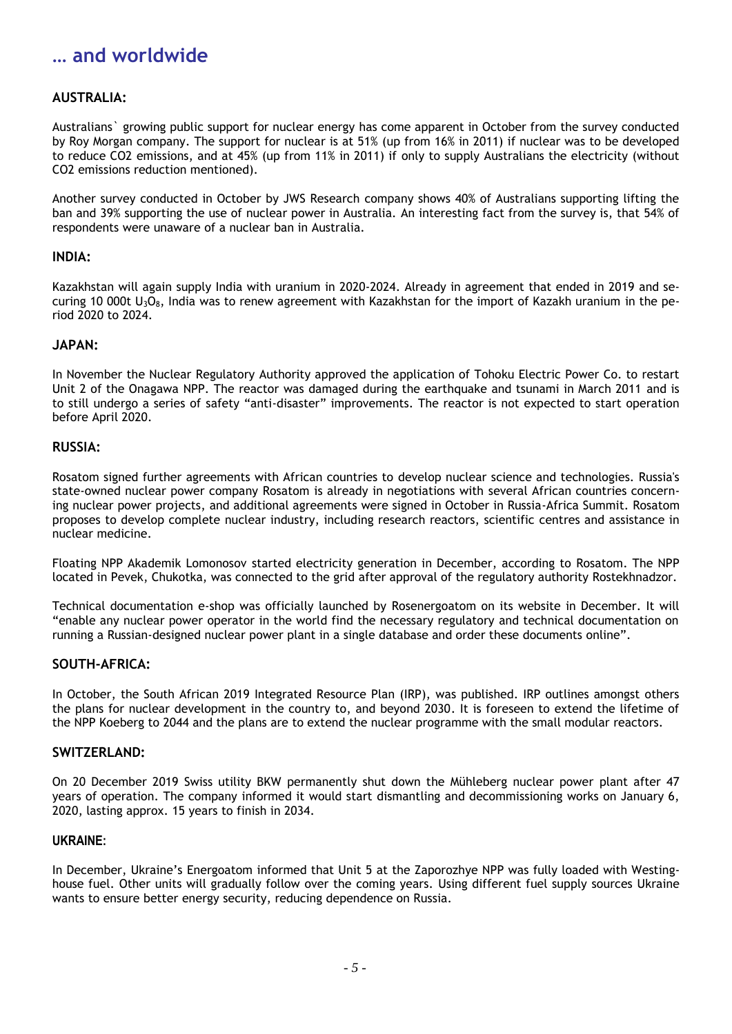# … and worldwide

### AUSTRALIA:

Australians` growing public support for nuclear energy has come apparent in October from the survey conducted by Roy Morgan company. The support for nuclear is at 51% (up from 16% in 2011) if nuclear was to be developed to reduce CO2 emissions, and at 45% (up from 11% in 2011) if only to supply Australians the electricity (without CO2 emissions reduction mentioned).

Another survey conducted in October by JWS Research company shows 40% of Australians supporting lifting the ban and 39% supporting the use of nuclear power in Australia. An interesting fact from the survey is, that 54% of respondents were unaware of a nuclear ban in Australia.

### INDIA:

Kazakhstan will again supply India with uranium in 2020-2024. Already in agreement that ended in 2019 and securing 10 000t $U_3O_8$, India was to renew agreement with Kazakhstan for the import of Kazakh uranium in the period 2020 to 2024.

### JAPAN:

In November the Nuclear Regulatory Authority approved the application of Tohoku Electric Power Co. to restart Unit 2 of the Onagawa NPP. The reactor was damaged during the earthquake and tsunami in March 2011 and is to still undergo a series of safety "anti-disaster" improvements. The reactor is not expected to start operation before April 2020.

### RUSSIA:

Rosatom signed further agreements with African countries to develop nuclear science and technologies. Russia's state-owned nuclear power company Rosatom is already in negotiations with several African countries concerning nuclear power projects, and additional agreements were signed in October in Russia-Africa Summit. Rosatom proposes to develop complete nuclear industry, including research reactors, scientific centres and assistance in nuclear medicine.

Floating NPP Akademik Lomonosov started electricity generation in December, according to Rosatom. The NPP located in Pevek, Chukotka, was connected to the grid after approval of the regulatory authority Rostekhnadzor.

Technical documentation e-shop was officially launched by Rosenergoatom on its website in December. It will "enable any nuclear power operator in the world find the necessary regulatory and technical documentation on running a Russian-designed nuclear power plant in a single database and order these documents online".

### SOUTH-AFRICA:

In October, the South African 2019 Integrated Resource Plan (IRP), was published. IRP outlines amongst others the plans for nuclear development in the country to, and beyond 2030. It is foreseen to extend the lifetime of the NPP Koeberg to 2044 and the plans are to extend the nuclear programme with the small modular reactors.

### SWITZERLAND:

On 20 December 2019 Swiss utility BKW permanently shut down the Mühleberg nuclear power plant after 47 years of operation. The company informed it would start dismantling and decommissioning works on January 6, 2020, lasting approx. 15 years to finish in 2034.

### UKRAINE:

In December, Ukraine's Energoatom informed that Unit 5 at the Zaporozhye NPP was fully loaded with Westinghouse fuel. Other units will gradually follow over the coming years. Using different fuel supply sources Ukraine wants to ensure better energy security, reducing dependence on Russia.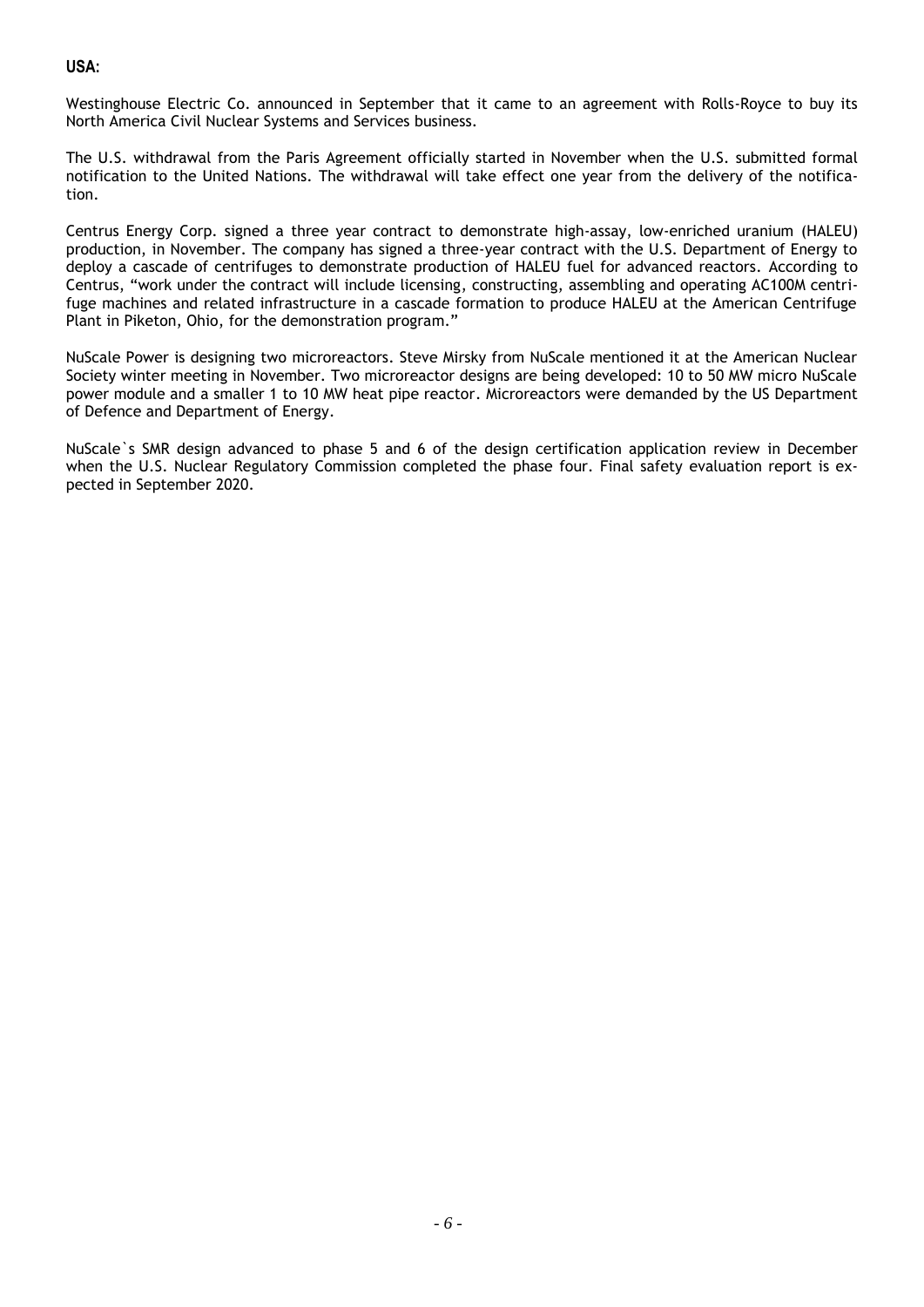**USA:**

Westinghouse Electric Co. announced in September that it came to an agreement with Rolls-Royce to buy its North America Civil Nuclear Systems and Services business.

The U.S. withdrawal from the Paris Agreement officially started in November when the U.S. submitted formal notification to the United Nations. The withdrawal will take effect one year from the delivery of the notification.

Centrus Energy Corp. signed a three year contract to demonstrate high-assay, low-enriched uranium (HALEU) production, in November. The company has signed a three-year contract with the U.S. Department of Energy to deploy a cascade of centrifuges to demonstrate production of HALEU fuel for advanced reactors. According to Centrus, "work under the contract will include licensing, constructing, assembling and operating AC100M centrifuge machines and related infrastructure in a cascade formation to produce HALEU at the American Centrifuge Plant in Piketon, Ohio, for the demonstration program."

NuScale Power is designing two microreactors. Steve Mirsky from NuScale mentioned it at the American Nuclear Society winter meeting in November. Two microreactor designs are being developed: 10 to 50 MW micro NuScale power module and a smaller 1 to 10 MW heat pipe reactor. Microreactors were demanded by the US Department of Defence and Department of Energy.

NuScale`s SMR design advanced to phase 5 and 6 of the design certification application review in December when the U.S. Nuclear Regulatory Commission completed the phase four. Final safety evaluation report is expected in September 2020.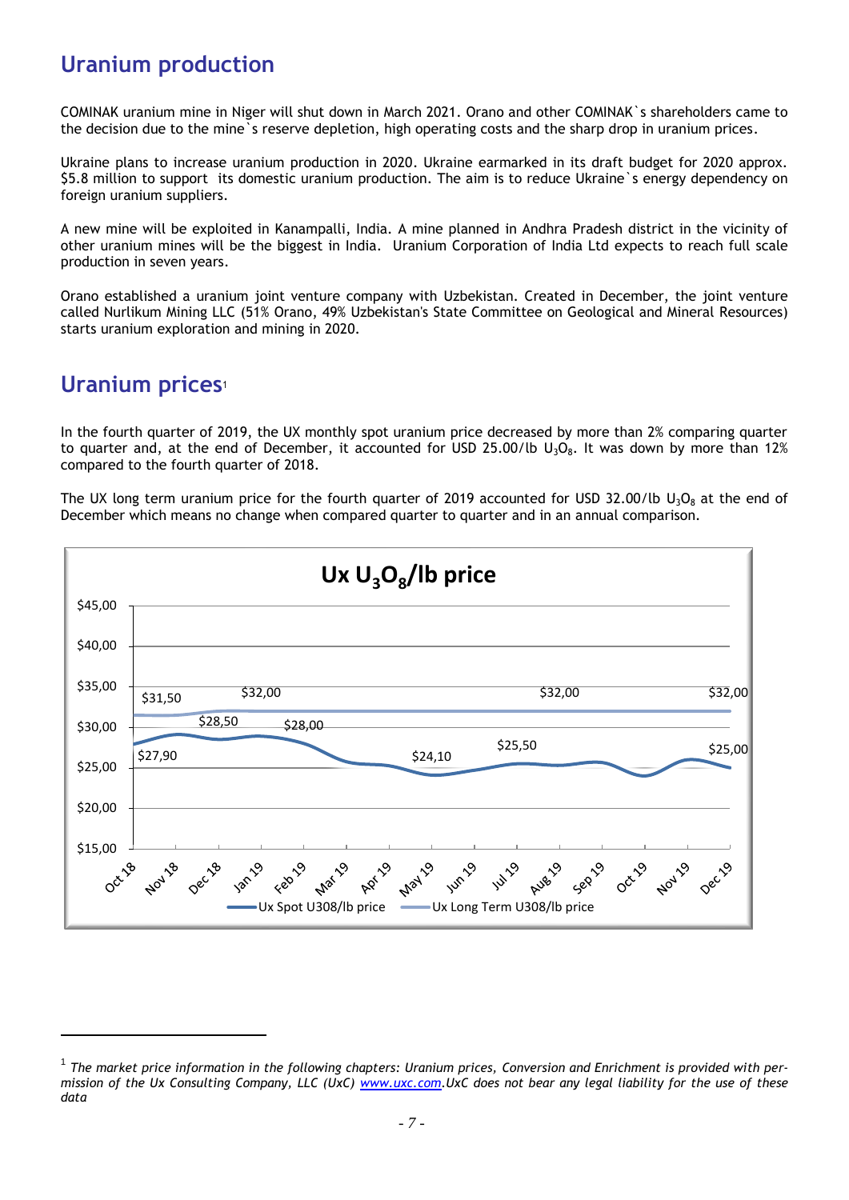## Uranium production

COMINAK uranium mine in Niger will shut down in March 2021. Orano and other COMINAK`s shareholders came to the decision due to the mine`s reserve depletion, high operating costs and the sharp drop in uranium prices.

Ukraine plans to increase uranium production in 2020. Ukraine earmarked in its draft budget for 2020 approx. \$5.8 million to support its domestic uranium production. The aim is to reduce Ukraine`s energy dependency on foreign uranium suppliers.

A new mine will be exploited in Kanampalli, India. A mine planned in Andhra Pradesh district in the vicinity of other uranium mines will be the biggest in India. Uranium Corporation of India Ltd expects to reach full scale production in seven years.

Orano established a uranium joint venture company with Uzbekistan. Created in December, the joint venture called Nurlikum Mining LLC (51% Orano, 49% Uzbekistan's State Committee on Geological and Mineral Resources) starts uranium exploration and mining in 2020.

## Uranium prices[1]

In the fourth quarter of 2019, the UX monthly spot uranium price decreased by more than 2% comparing quarter to quarter and, at the end of December, it accounted for USD 25.00/lb $U_3O_8$. It was down by more than 12% compared to the fourth quarter of 2018.

The UX long term uranium price for the fourth quarter of 2019 accounted for USD 32.00/lb $U_3O_8$ at the end of December which means no change when compared quarter to quarter and in an annual comparison.

**Ux $U_3O_8$/lb price**

[1] *The market price information in the following chapters: Uranium prices, Conversion and Enrichment is provided with permission of the Ux Consulting Company, LLC (UxC) www.uxc.com.UxC does not bear any legal liability for the use of these data*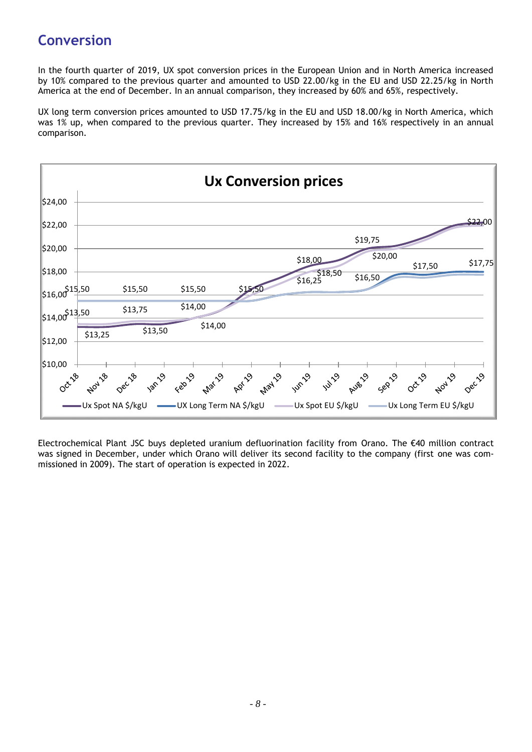## Conversion

In the fourth quarter of 2019, UX spot conversion prices in the European Union and in North America increased by 10% compared to the previous quarter and amounted to USD 22.00/kg in the EU and USD 22.25/kg in North America at the end of December. In an annual comparison, they increased by 60% and 65%, respectively.

UX long term conversion prices amounted to USD 17.75/kg in the EU and USD 18.00/kg in North America, which was 1% up, when compared to the previous quarter. They increased by 15% and 16% respectively in an annual comparison.

Electrochemical Plant JSC buys depleted uranium defluorination facility from Orano. The €40 million contract was signed in December, under which Orano will deliver its second facility to the company (first one was commissioned in 2009). The start of operation is expected in 2022.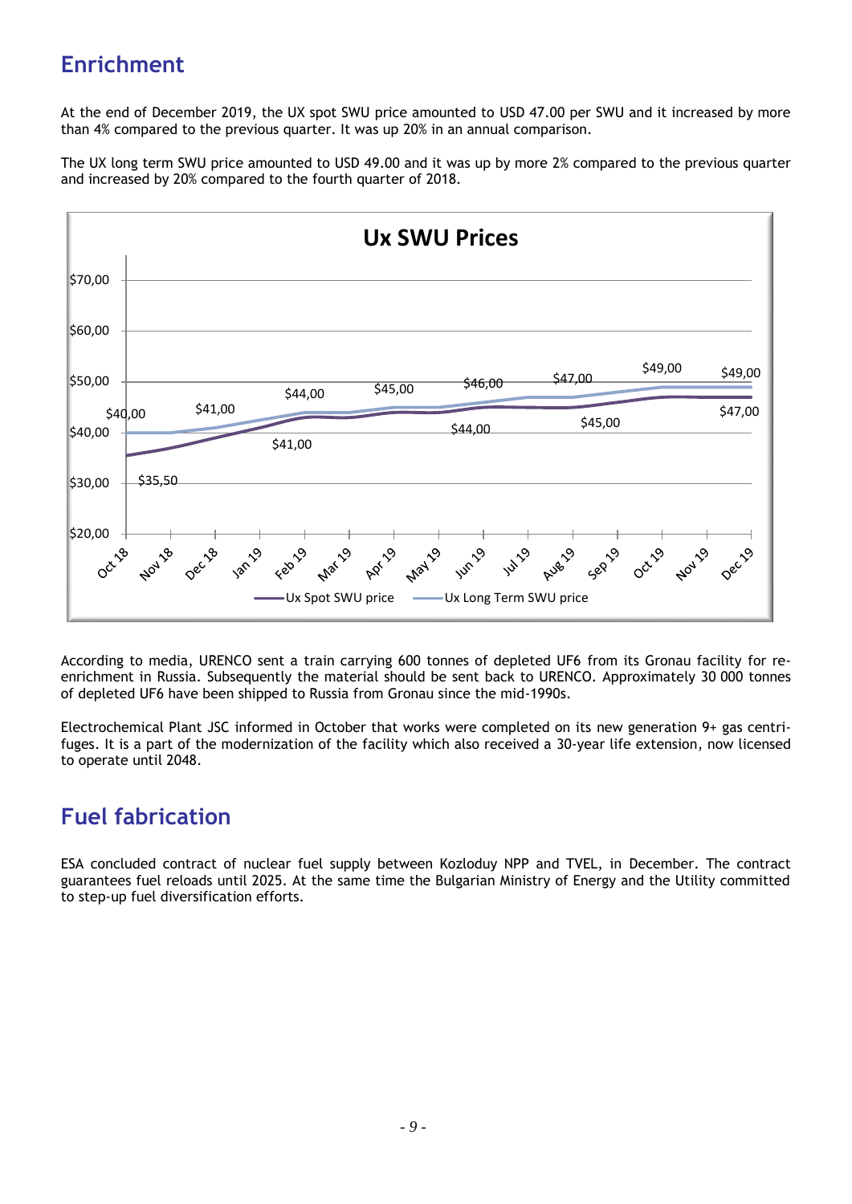## Enrichment

At the end of December 2019, the UX spot SWU price amounted to USD 47.00 per SWU and it increased by more than 4% compared to the previous quarter. It was up 20% in an annual comparison.

The UX long term SWU price amounted to USD 49.00 and it was up by more 2% compared to the previous quarter and increased by 20% compared to the fourth quarter of 2018.

According to media, URENCO sent a train carrying 600 tonnes of depleted UF6 from its Gronau facility for re-enrichment in Russia. Subsequently the material should be sent back to URENCO. Approximately 30 000 tonnes of depleted UF6 have been shipped to Russia from Gronau since the mid-1990s.

Electrochemical Plant JSC informed in October that works were completed on its new generation 9+ gas centrifuges. It is a part of the modernization of the facility which also received a 30-year life extension, now licensed to operate until 2048.

## Fuel fabrication

ESA concluded contract of nuclear fuel supply between Kozloduy NPP and TVEL, in December. The contract guarantees fuel reloads until 2025. At the same time the Bulgarian Ministry of Energy and the Utility committed to step-up fuel diversification efforts.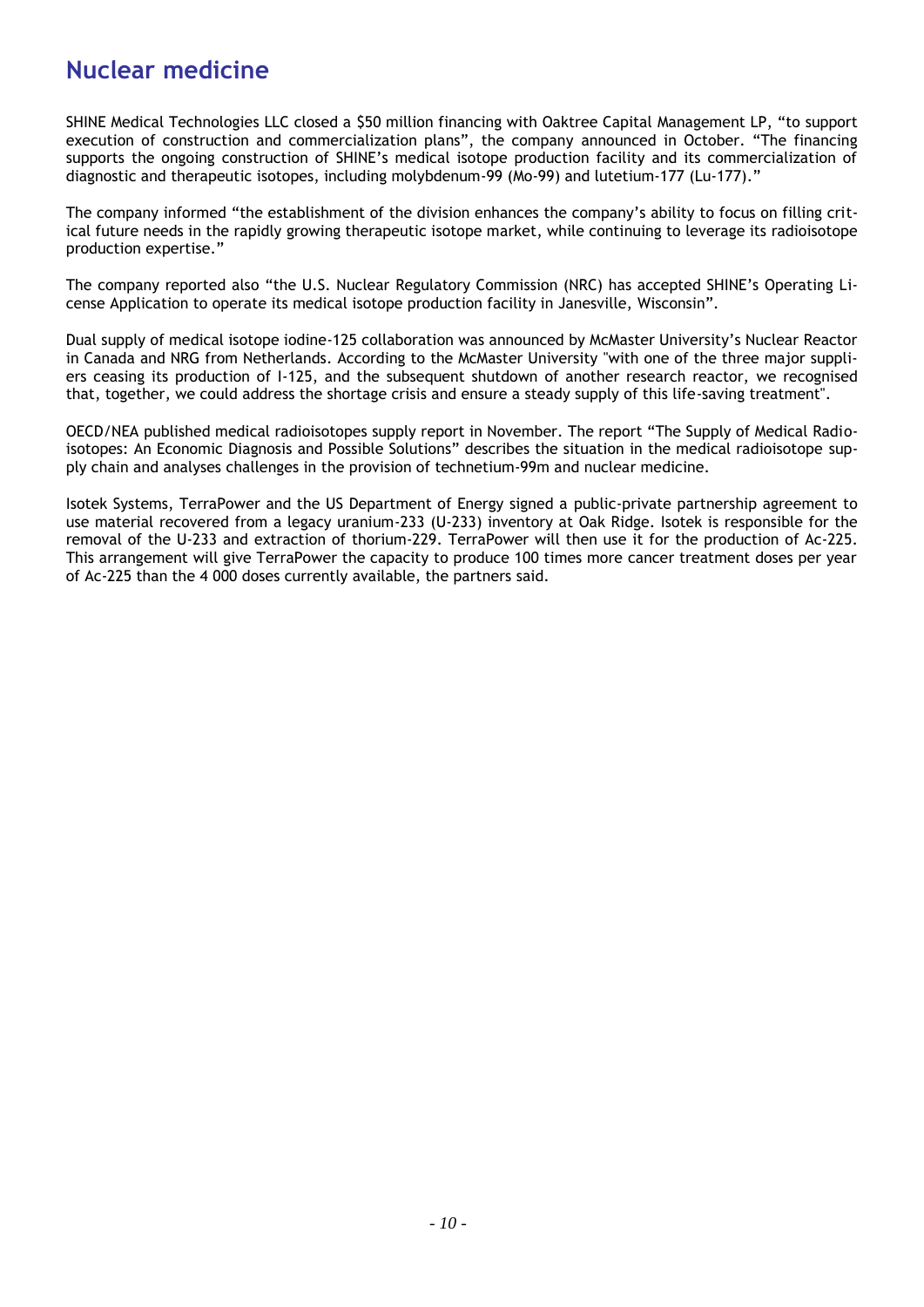# Nuclear medicine

SHINE Medical Technologies LLC closed a $50 million financing with Oaktree Capital Management LP, "to support execution of construction and commercialization plans", the company announced in October. "The financing supports the ongoing construction of SHINE's medical isotope production facility and its commercialization of diagnostic and therapeutic isotopes, including molybdenum-99 (Mo-99) and lutetium-177 (Lu-177)."

The company informed "the establishment of the division enhances the company's ability to focus on filling critical future needs in the rapidly growing therapeutic isotope market, while continuing to leverage its radioisotope production expertise."

The company reported also "the U.S. Nuclear Regulatory Commission (NRC) has accepted SHINE's Operating License Application to operate its medical isotope production facility in Janesville, Wisconsin".

Dual supply of medical isotope iodine-125 collaboration was announced by McMaster University's Nuclear Reactor in Canada and NRG from Netherlands. According to the McMaster University "with one of the three major suppliers ceasing its production of I-125, and the subsequent shutdown of another research reactor, we recognised that, together, we could address the shortage crisis and ensure a steady supply of this life-saving treatment".

OECD/NEA published medical radioisotopes supply report in November. The report "The Supply of Medical Radioisotopes: An Economic Diagnosis and Possible Solutions" describes the situation in the medical radioisotope supply chain and analyses challenges in the provision of technetium-99m and nuclear medicine.

Isotek Systems, TerraPower and the US Department of Energy signed a public-private partnership agreement to use material recovered from a legacy uranium-233 (U-233) inventory at Oak Ridge. Isotek is responsible for the removal of the U-233 and extraction of thorium-229. TerraPower will then use it for the production of Ac-225. This arrangement will give TerraPower the capacity to produce 100 times more cancer treatment doses per year of Ac-225 than the 4 000 doses currently available, the partners said.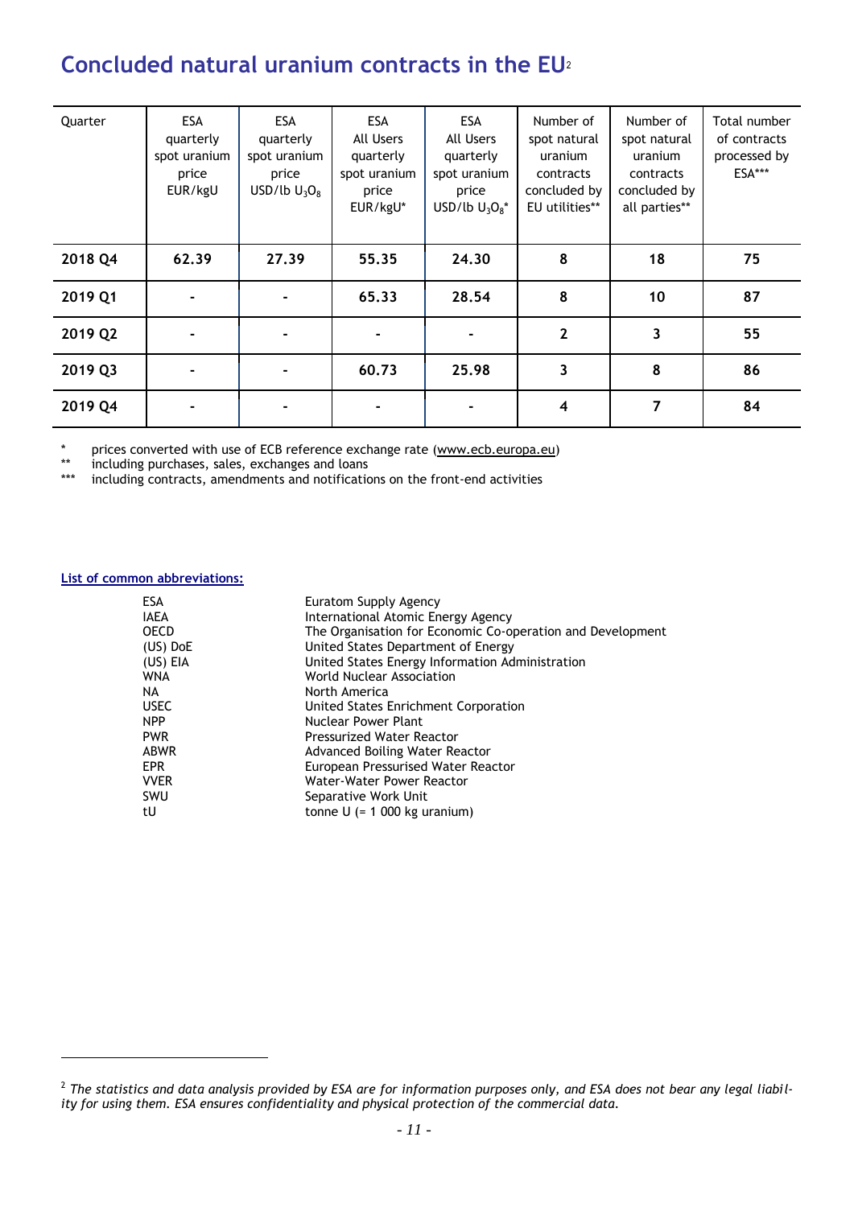# Concluded natural uranium contracts in the EU[2]

| Quarter | ESA quarterly spot uranium price EUR/kgU | ESA quarterly spot uranium price USD/lb $U_3O_8$ | ESA All Users quarterly spot uranium price EUR/kgU* | ESA All Users quarterly spot uranium price USD/lb $U_3O_8$* | Number of spot natural uranium contracts concluded by EU utilities** | Number of spot natural uranium contracts concluded by all parties** | Total number of contracts processed by ESA*** |
|---|---|---|---|---|---|---|---|
| **2018 Q4** | **62.39** | **27.39** | **55.35** | **24.30** | **8** | **18** | **75** |
| **2019 Q1** | **-** | **-** | **65.33** | **28.54** | **8** | **10** | **87** |
| **2019 Q2** | **-** | **-** | **-** | **-** | **2** | **3** | **55** |
| **2019 Q3** | **-** | **-** | **60.73** | **25.98** | **3** | **8** | **86** |
| **2019 Q4** | **-** | **-** | **-** | **-** | **4** | **7** | **84** |

\* prices converted with use of ECB reference exchange rate (www.ecb.europa.eu)

\*\* including purchases, sales, exchanges and loans

\*\*\* including contracts, amendments and notifications on the front-end activities

**List of common abbreviations:**

| | |
|---|---|
| ESA | Euratom Supply Agency |
| IAEA | International Atomic Energy Agency |
| OECD | The Organisation for Economic Co-operation and Development |
| (US) DoE | United States Department of Energy |
| (US) EIA | United States Energy Information Administration |
| WNA | World Nuclear Association |
| NA | North America |
| USEC | United States Enrichment Corporation |
| NPP | Nuclear Power Plant |
| PWR | Pressurized Water Reactor |
| ABWR | Advanced Boiling Water Reactor |
| EPR | European Pressurised Water Reactor |
| VVER | Water-Water Power Reactor |
| SWU | Separative Work Unit |
| tU | tonne U (= 1 000 kg uranium) |

[2] *The statistics and data analysis provided by ESA are for information purposes only, and ESA does not bear any legal liability for using them. ESA ensures confidentiality and physical protection of the commercial data.*